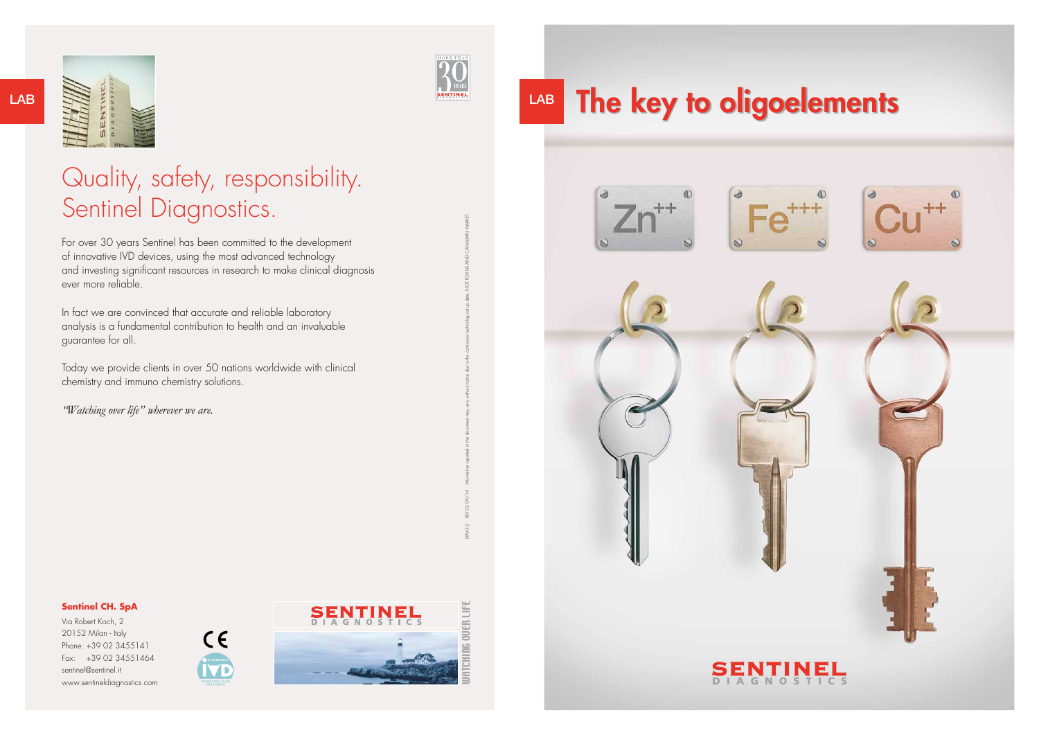LAB

# Quality, safety, responsibility. Sentinel Diagnostics.

For over 30 years Sentinel has been committed to the development of innovative IVD devices, using the most advanced technology and investing significant resources in research to make clinical diagnosis ever more reliable.

In fact we are convinced that accurate and reliable laboratory analysis is a fundamental contribution to health and an invaluable guarantee for all.

Today we provide clients in over 50 nations worldwide with clinical chemistry and immuno chemistry solutions.

*"Watching over life" wherever we are.*

**Sentinel CH. SpA**

Via Robert Koch, 2
20152 Milan - Italy
Phone: +39 02 3455141
Fax: +39 02 34551464
sentinel@sentinel.it
www.sentineldiagnostics.com

SENTINEL DIAGNOSTICS

WATCHING OVER LIFE

DI543.2 · REV.02 09/14 · Information reported in this document may vary without notice due to the continuous technological up date. NOT FOR US AND CANADIAN MARKET

LAB

# The key to oligoelements

$Zn^{++}$ $Fe^{+++}$ $Cu^{++}$

SENTINEL DIAGNOSTICS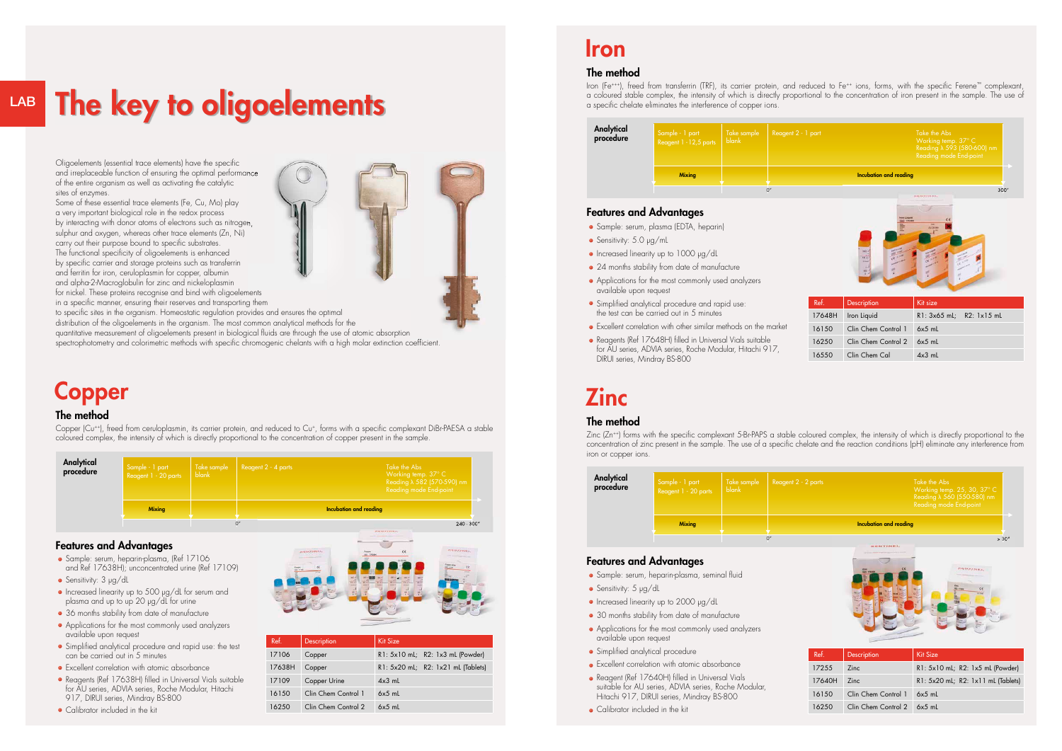LAB

# The key to oligoelements

Oligoelements (essential trace elements) have the specific and irreplaceable function of ensuring the optimal performance of the entire organism as well as activating the catalytic sites of enzymes.
Some of these essential trace elements (Fe, Cu, Mo) play a very important biological role in the redox process by interacting with donor atoms of electrons such as nitrogen, sulphur and oxygen, whereas other trace elements (Zn, Ni) carry out their purpose bound to specific substrates.
The functional specificity of oligoelements is enhanced by specific carrier and storage proteins such as transferrin and ferritin for iron, ceruloplasmin for copper, albumin and alpha-2-Macroglobulin for zinc and nickeloplasmin for nickel. These proteins recognise and bind with oligoelements in a specific manner, ensuring their reserves and transporting them to specific sites in the organism. Homeostatic regulation provides and ensures the optimal distribution of the oligoelements in the organism. The most common analytical methods for the quantitative measurement of oligoelements present in biological fluids are through the use of atomic absorption spectrophotometry and colorimetric methods with specific chromogenic chelants with a high molar extinction coefficient.

## Copper

### The method

Copper ($Cu^{++}$), freed from ceruloplasmin, its carrier protein, and reduced to $Cu^{+}$, forms with a specific complexant DiBr-PAESA a stable coloured complex, the intensity of which is directly proportional to the concentration of copper present in the sample.

**Analytical procedure**

Sample - 1 part
Reagent 1 - 20 parts
Take sample blank
Reagent 2 - 4 parts
Take the Abs
Working temp. 37° C
Reading λ 582 (570-590) nm
Reading mode End-point
Mixing
Incubation and reading
0"
240 - 300"

### Features and Advantages

- Sample: serum, heparin-plasma, (Ref 17106 and Ref 17638H); unconcentrated urine (Ref 17109)
- Sensitivity: 3 µg/dL
- Increased linearity up to 500 µg/dL for serum and plasma and up to 20 µg/dL for urine
- 36 months stability from date of manufacture
- Applications for the most commonly used analyzers available upon request
- Simplified analytical procedure and rapid use: the test can be carried out in 5 minutes
- Excellent correlation with atomic absorbance
- Reagents (Ref 17638H) filled in Universal Vials suitable for AU series, ADVIA series, Roche Modular, Hitachi 917, DIRUI series, Mindray BS-800
- Calibrator included in the kit

| Ref. | Description | Kit Size |
|---|---|---|
| 17106 | Copper | R1: 5x10 mL; R2: 1x3 mL (Powder) |
| 17638H | Copper | R1: 5x20 mL; R2: 1x21 mL (Tablets) |
| 17109 | Copper Urine | 4x3 mL |
| 16150 | Clin Chem Control 1 | 6x5 mL |
| 16250 | Clin Chem Control 2 | 6x5 mL |

## Iron

### The method

Iron ($Fe^{+++}$), freed from transferrin (TRF), its carrier protein, and reduced to $Fe^{++}$ ions, forms, with the specific Ferene™ complexant, a coloured stable complex, the intensity of which is directly proportional to the concentration of iron present in the sample. The use of a specific chelate eliminates the interference of copper ions.

**Analytical procedure**

Sample - 1 part
Reagent 1 - 12,5 parts
Take sample blank
Reagent 2 - 1 part
Take the Abs
Working temp. 37° C
Reading λ 593 (580-600) nm
Reading mode End-point
Mixing
Incubation and reading
0"
300"

### Features and Advantages

- Sample: serum, plasma (EDTA, heparin)
- Sensitivity: 5.0 µg/mL
- Increased linearity up to 1000 µg/dL
- 24 months stability from date of manufacture
- Applications for the most commonly used analyzers available upon request
- Simplified analytical procedure and rapid use: the test can be carried out in 5 minutes
- Excellent correlation with other similar methods on the market
- Reagents (Ref 17648H) filled in Universal Vials suitable for AU series, ADVIA series, Roche Modular, Hitachi 917, DIRUI series, Mindray BS-800

| Ref. | Description | Kit size |
|---|---|---|
| 17648H | Iron Liquid | R1: 3x65 mL; R2: 1x15 mL |
| 16150 | Clin Chem Control 1 | 6x5 mL |
| 16250 | Clin Chem Control 2 | 6x5 mL |
| 16550 | Clin Chem Cal | 4x3 mL |

## Zinc

### The method

Zinc ($Zn^{++}$) forms with the specific complexant 5-Br-PAPS a stable coloured complex, the intensity of which is directly proportional to the concentration of zinc present in the sample. The use of a specific chelate and the reaction conditions (pH) eliminate any interference from iron or copper ions.

**Analytical procedure**

Sample - 1 part
Reagent 1 - 20 parts
Take sample blank
Reagent 2 - 2 parts
Take the Abs
Working temp. 25, 30, 37° C
Reading λ 560 (550-580) nm
Reading mode End-point
Mixing
Incubation and reading
0"
> 30"

### Features and Advantages

- Sample: serum, heparin-plasma, seminal fluid
- Sensitivity: 5 µg/dL
- Increased linearity up to 2000 µg/dL
- 30 months stability from date of manufacture
- Applications for the most commonly used analyzers available upon request
- Simplified analytical procedure
- Excellent correlation with atomic absorbance
- Reagent (Ref 17640H) filled in Universal Vials suitable for AU series, ADVIA series, Roche Modular, Hitachi 917, DIRUI series, Mindray BS-800
- Calibrator included in the kit

| Ref. | Description | Kit Size |
|---|---|---|
| 17255 | Zinc | R1: 5x10 mL; R2: 1x5 mL (Powder) |
| 17640H | Zinc | R1: 5x20 mL; R2: 1x11 mL (Tablets) |
| 16150 | Clin Chem Control 1 | 6x5 mL |
| 16250 | Clin Chem Control 2 | 6x5 mL |